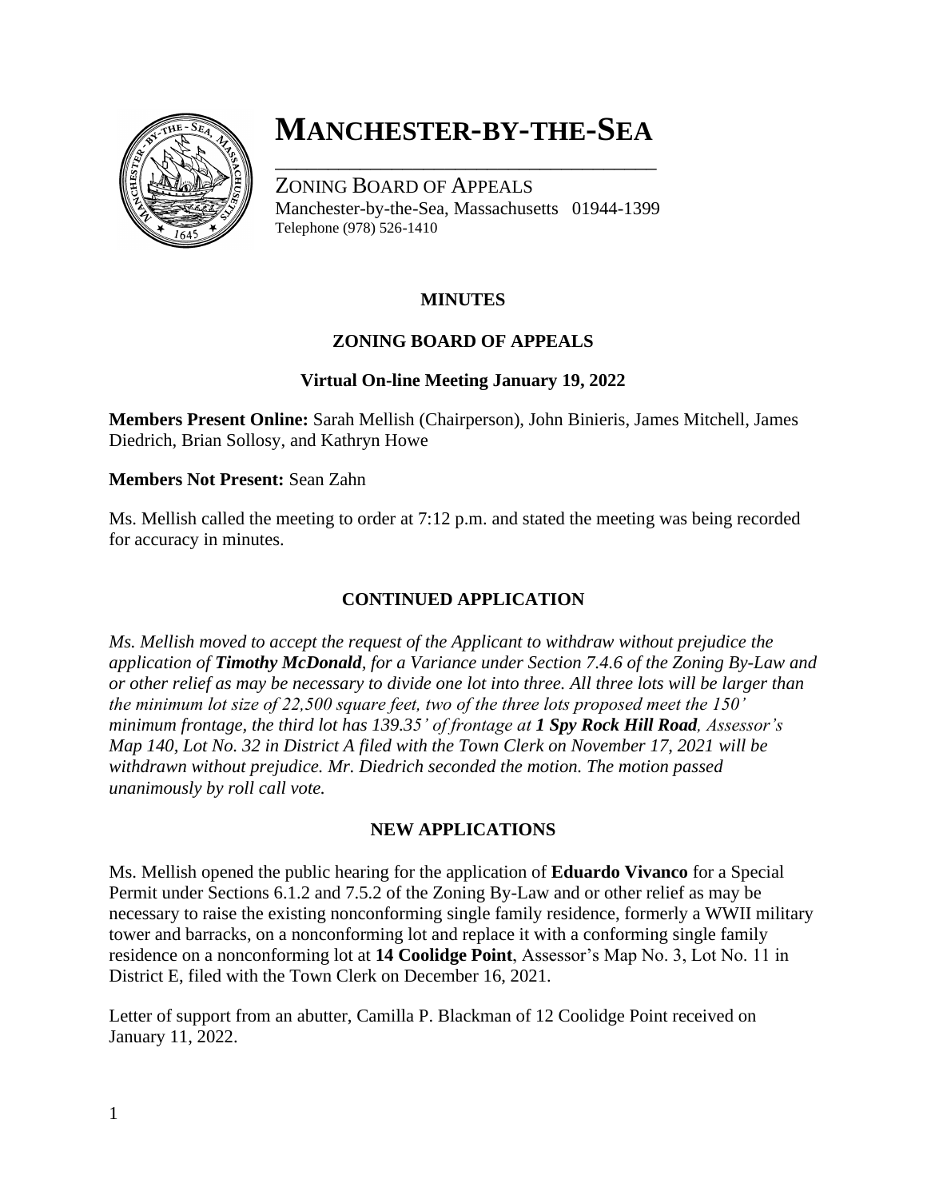# MANCHESTER-BY-THE-SEA

ZONING BOARD OF APPEALS
Manchester-by-the-Sea, Massachusetts 01944-1399
Telephone (978) 526-1410

**MINUTES**

**ZONING BOARD OF APPEALS**

**Virtual On-line Meeting January 19, 2022**

**Members Present Online:** Sarah Mellish (Chairperson), John Binieris, James Mitchell, James Diedrich, Brian Sollosy, and Kathryn Howe

**Members Not Present:** Sean Zahn

Ms. Mellish called the meeting to order at 7:12 p.m. and stated the meeting was being recorded for accuracy in minutes.

## CONTINUED APPLICATION

*Ms. Mellish moved to accept the request of the Applicant to withdraw without prejudice the application of **Timothy McDonald**, for a Variance under Section 7.4.6 of the Zoning By-Law and or other relief as may be necessary to divide one lot into three. All three lots will be larger than the minimum lot size of 22,500 square feet, two of the three lots proposed meet the 150' minimum frontage, the third lot has 139.35' of frontage at **1 Spy Rock Hill Road**, Assessor's Map 140, Lot No. 32 in District A filed with the Town Clerk on November 17, 2021 will be withdrawn without prejudice. Mr. Diedrich seconded the motion. The motion passed unanimously by roll call vote.*

## NEW APPLICATIONS

Ms. Mellish opened the public hearing for the application of **Eduardo Vivanco** for a Special Permit under Sections 6.1.2 and 7.5.2 of the Zoning By-Law and or other relief as may be necessary to raise the existing nonconforming single family residence, formerly a WWII military tower and barracks, on a nonconforming lot and replace it with a conforming single family residence on a nonconforming lot at **14 Coolidge Point**, Assessor's Map No. 3, Lot No. 11 in District E, filed with the Town Clerk on December 16, 2021.

Letter of support from an abutter, Camilla P. Blackman of 12 Coolidge Point received on January 11, 2022.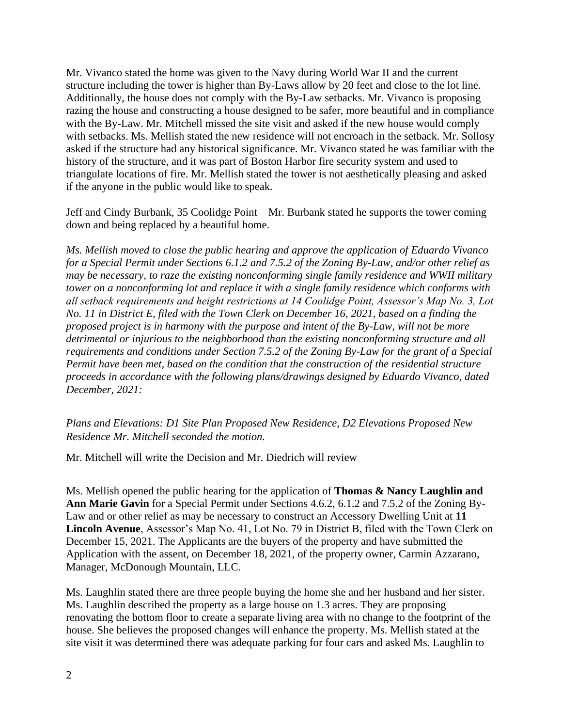Mr. Vivanco stated the home was given to the Navy during World War II and the current structure including the tower is higher than By-Laws allow by 20 feet and close to the lot line. Additionally, the house does not comply with the By-Law setbacks. Mr. Vivanco is proposing razing the house and constructing a house designed to be safer, more beautiful and in compliance with the By-Law. Mr. Mitchell missed the site visit and asked if the new house would comply with setbacks. Ms. Mellish stated the new residence will not encroach in the setback. Mr. Sollosy asked if the structure had any historical significance. Mr. Vivanco stated he was familiar with the history of the structure, and it was part of Boston Harbor fire security system and used to triangulate locations of fire. Mr. Mellish stated the tower is not aesthetically pleasing and asked if the anyone in the public would like to speak.

Jeff and Cindy Burbank, 35 Coolidge Point – Mr. Burbank stated he supports the tower coming down and being replaced by a beautiful home.

*Ms. Mellish moved to close the public hearing and approve the application of Eduardo Vivanco for a Special Permit under Sections 6.1.2 and 7.5.2 of the Zoning By-Law, and/or other relief as may be necessary, to raze the existing nonconforming single family residence and WWII military tower on a nonconforming lot and replace it with a single family residence which conforms with all setback requirements and height restrictions at 14 Coolidge Point, Assessor's Map No. 3, Lot No. 11 in District E, filed with the Town Clerk on December 16, 2021, based on a finding the proposed project is in harmony with the purpose and intent of the By-Law, will not be more detrimental or injurious to the neighborhood than the existing nonconforming structure and all requirements and conditions under Section 7.5.2 of the Zoning By-Law for the grant of a Special Permit have been met, based on the condition that the construction of the residential structure proceeds in accordance with the following plans/drawings designed by Eduardo Vivanco, dated December, 2021:*

*Plans and Elevations: D1 Site Plan Proposed New Residence, D2 Elevations Proposed New Residence Mr. Mitchell seconded the motion.*

Mr. Mitchell will write the Decision and Mr. Diedrich will review

Ms. Mellish opened the public hearing for the application of **Thomas & Nancy Laughlin and Ann Marie Gavin** for a Special Permit under Sections 4.6.2, 6.1.2 and 7.5.2 of the Zoning By-Law and or other relief as may be necessary to construct an Accessory Dwelling Unit at **11 Lincoln Avenue**, Assessor's Map No. 41, Lot No. 79 in District B, filed with the Town Clerk on December 15, 2021. The Applicants are the buyers of the property and have submitted the Application with the assent, on December 18, 2021, of the property owner, Carmin Azzarano, Manager, McDonough Mountain, LLC.

Ms. Laughlin stated there are three people buying the home she and her husband and her sister. Ms. Laughlin described the property as a large house on 1.3 acres. They are proposing renovating the bottom floor to create a separate living area with no change to the footprint of the house. She believes the proposed changes will enhance the property. Ms. Mellish stated at the site visit it was determined there was adequate parking for four cars and asked Ms. Laughlin to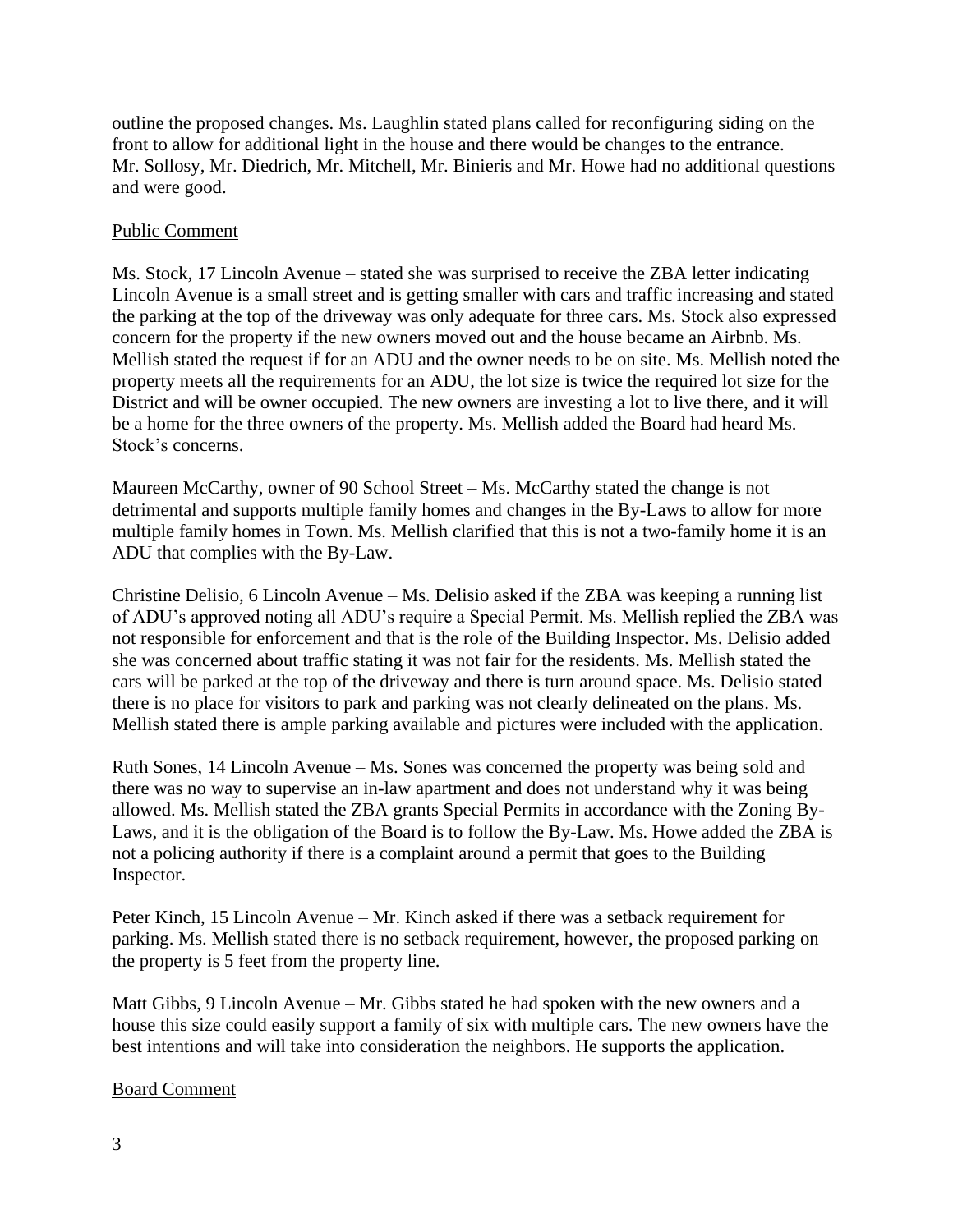outline the proposed changes. Ms. Laughlin stated plans called for reconfiguring siding on the front to allow for additional light in the house and there would be changes to the entrance. Mr. Sollosy, Mr. Diedrich, Mr. Mitchell, Mr. Binieris and Mr. Howe had no additional questions and were good.

Public Comment

Ms. Stock, 17 Lincoln Avenue – stated she was surprised to receive the ZBA letter indicating Lincoln Avenue is a small street and is getting smaller with cars and traffic increasing and stated the parking at the top of the driveway was only adequate for three cars. Ms. Stock also expressed concern for the property if the new owners moved out and the house became an Airbnb. Ms. Mellish stated the request if for an ADU and the owner needs to be on site. Ms. Mellish noted the property meets all the requirements for an ADU, the lot size is twice the required lot size for the District and will be owner occupied. The new owners are investing a lot to live there, and it will be a home for the three owners of the property. Ms. Mellish added the Board had heard Ms. Stock's concerns.

Maureen McCarthy, owner of 90 School Street – Ms. McCarthy stated the change is not detrimental and supports multiple family homes and changes in the By-Laws to allow for more multiple family homes in Town. Ms. Mellish clarified that this is not a two-family home it is an ADU that complies with the By-Law.

Christine Delisio, 6 Lincoln Avenue – Ms. Delisio asked if the ZBA was keeping a running list of ADU's approved noting all ADU's require a Special Permit. Ms. Mellish replied the ZBA was not responsible for enforcement and that is the role of the Building Inspector. Ms. Delisio added she was concerned about traffic stating it was not fair for the residents. Ms. Mellish stated the cars will be parked at the top of the driveway and there is turn around space. Ms. Delisio stated there is no place for visitors to park and parking was not clearly delineated on the plans. Ms. Mellish stated there is ample parking available and pictures were included with the application.

Ruth Sones, 14 Lincoln Avenue – Ms. Sones was concerned the property was being sold and there was no way to supervise an in-law apartment and does not understand why it was being allowed. Ms. Mellish stated the ZBA grants Special Permits in accordance with the Zoning By-Laws, and it is the obligation of the Board is to follow the By-Law. Ms. Howe added the ZBA is not a policing authority if there is a complaint around a permit that goes to the Building Inspector.

Peter Kinch, 15 Lincoln Avenue – Mr. Kinch asked if there was a setback requirement for parking. Ms. Mellish stated there is no setback requirement, however, the proposed parking on the property is 5 feet from the property line.

Matt Gibbs, 9 Lincoln Avenue – Mr. Gibbs stated he had spoken with the new owners and a house this size could easily support a family of six with multiple cars. The new owners have the best intentions and will take into consideration the neighbors. He supports the application.

Board Comment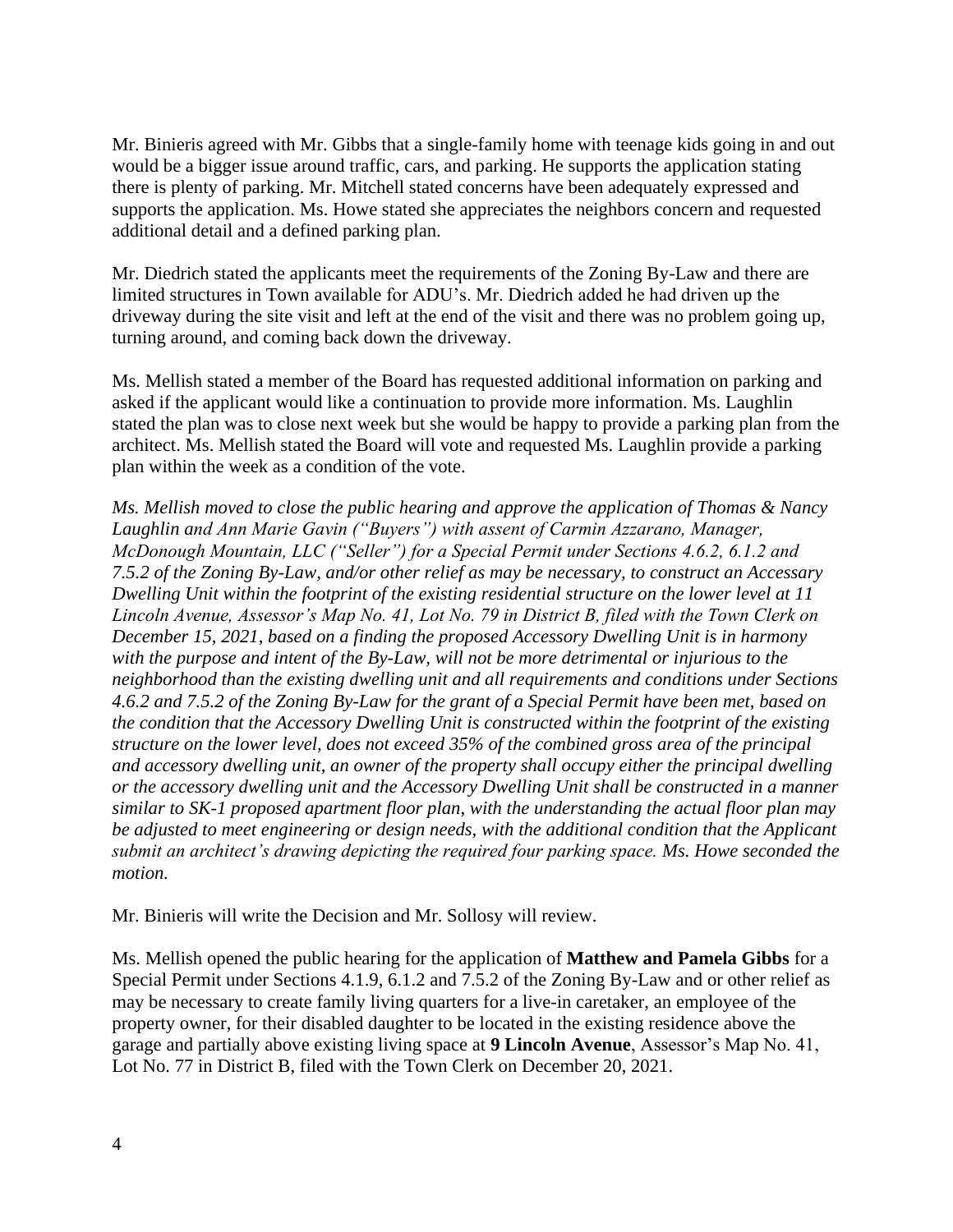Mr. Binieris agreed with Mr. Gibbs that a single-family home with teenage kids going in and out would be a bigger issue around traffic, cars, and parking. He supports the application stating there is plenty of parking. Mr. Mitchell stated concerns have been adequately expressed and supports the application. Ms. Howe stated she appreciates the neighbors concern and requested additional detail and a defined parking plan.

Mr. Diedrich stated the applicants meet the requirements of the Zoning By-Law and there are limited structures in Town available for ADU's. Mr. Diedrich added he had driven up the driveway during the site visit and left at the end of the visit and there was no problem going up, turning around, and coming back down the driveway.

Ms. Mellish stated a member of the Board has requested additional information on parking and asked if the applicant would like a continuation to provide more information. Ms. Laughlin stated the plan was to close next week but she would be happy to provide a parking plan from the architect. Ms. Mellish stated the Board will vote and requested Ms. Laughlin provide a parking plan within the week as a condition of the vote.

*Ms. Mellish moved to close the public hearing and approve the application of Thomas & Nancy Laughlin and Ann Marie Gavin ("Buyers") with assent of Carmin Azzarano, Manager, McDonough Mountain, LLC ("Seller") for a Special Permit under Sections 4.6.2, 6.1.2 and 7.5.2 of the Zoning By-Law, and/or other relief as may be necessary, to construct an Accessory Dwelling Unit within the footprint of the existing residential structure on the lower level at 11 Lincoln Avenue, Assessor's Map No. 41, Lot No. 79 in District B, filed with the Town Clerk on December 15, 2021, based on a finding the proposed Accessory Dwelling Unit is in harmony with the purpose and intent of the By-Law, will not be more detrimental or injurious to the neighborhood than the existing dwelling unit and all requirements and conditions under Sections 4.6.2 and 7.5.2 of the Zoning By-Law for the grant of a Special Permit have been met, based on the condition that the Accessory Dwelling Unit is constructed within the footprint of the existing structure on the lower level, does not exceed 35% of the combined gross area of the principal and accessory dwelling unit, an owner of the property shall occupy either the principal dwelling or the accessory dwelling unit and the Accessory Dwelling Unit shall be constructed in a manner similar to SK-1 proposed apartment floor plan, with the understanding the actual floor plan may be adjusted to meet engineering or design needs, with the additional condition that the Applicant submit an architect's drawing depicting the required four parking space. Ms. Howe seconded the motion.*

Mr. Binieris will write the Decision and Mr. Sollosy will review.

Ms. Mellish opened the public hearing for the application of **Matthew and Pamela Gibbs** for a Special Permit under Sections 4.1.9, 6.1.2 and 7.5.2 of the Zoning By-Law and or other relief as may be necessary to create family living quarters for a live-in caretaker, an employee of the property owner, for their disabled daughter to be located in the existing residence above the garage and partially above existing living space at **9 Lincoln Avenue**, Assessor's Map No. 41, Lot No. 77 in District B, filed with the Town Clerk on December 20, 2021.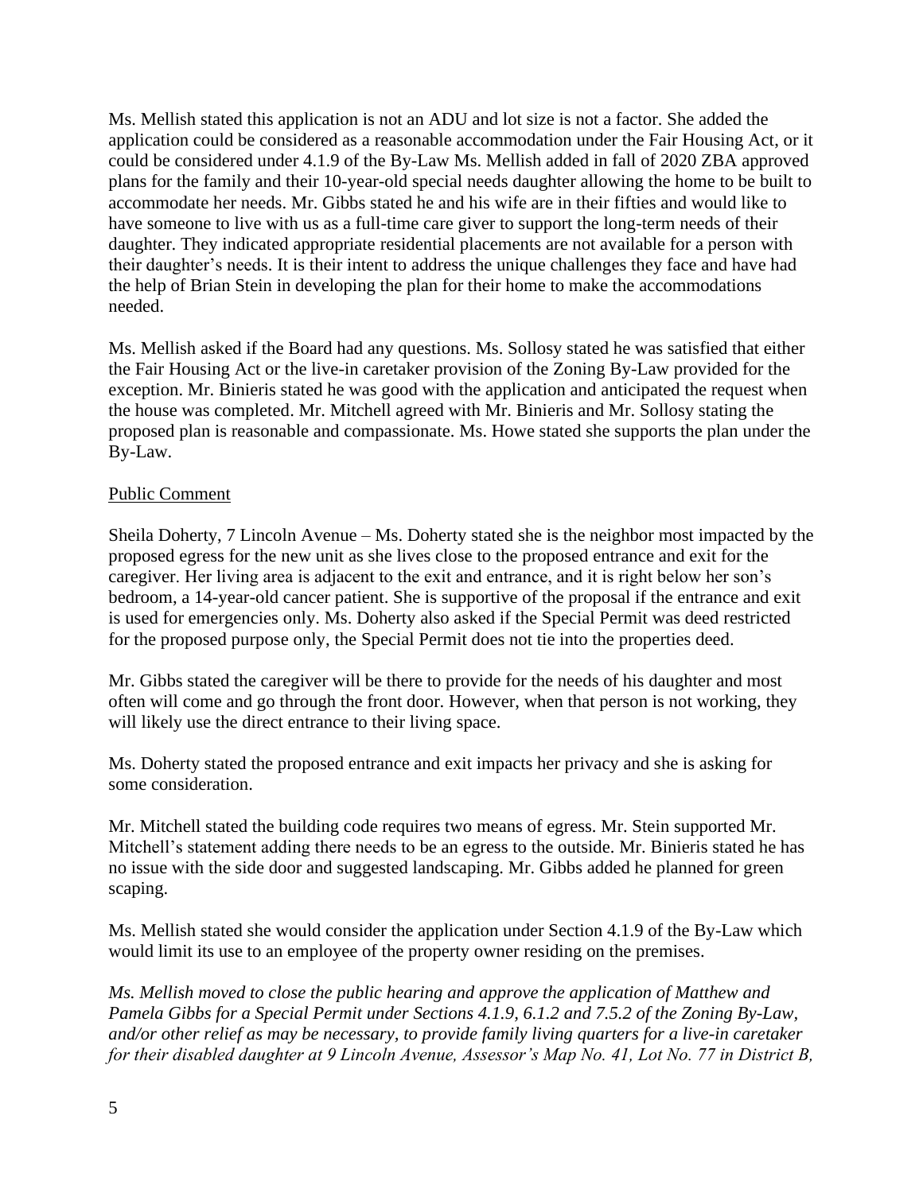Ms. Mellish stated this application is not an ADU and lot size is not a factor. She added the application could be considered as a reasonable accommodation under the Fair Housing Act, or it could be considered under 4.1.9 of the By-Law Ms. Mellish added in fall of 2020 ZBA approved plans for the family and their 10-year-old special needs daughter allowing the home to be built to accommodate her needs. Mr. Gibbs stated he and his wife are in their fifties and would like to have someone to live with us as a full-time care giver to support the long-term needs of their daughter. They indicated appropriate residential placements are not available for a person with their daughter's needs. It is their intent to address the unique challenges they face and have had the help of Brian Stein in developing the plan for their home to make the accommodations needed.

Ms. Mellish asked if the Board had any questions. Ms. Sollosy stated he was satisfied that either the Fair Housing Act or the live-in caretaker provision of the Zoning By-Law provided for the exception. Mr. Binieris stated he was good with the application and anticipated the request when the house was completed. Mr. Mitchell agreed with Mr. Binieris and Mr. Sollosy stating the proposed plan is reasonable and compassionate. Ms. Howe stated she supports the plan under the By-Law.

Public Comment

Sheila Doherty, 7 Lincoln Avenue – Ms. Doherty stated she is the neighbor most impacted by the proposed egress for the new unit as she lives close to the proposed entrance and exit for the caregiver. Her living area is adjacent to the exit and entrance, and it is right below her son's bedroom, a 14-year-old cancer patient. She is supportive of the proposal if the entrance and exit is used for emergencies only. Ms. Doherty also asked if the Special Permit was deed restricted for the proposed purpose only, the Special Permit does not tie into the properties deed.

Mr. Gibbs stated the caregiver will be there to provide for the needs of his daughter and most often will come and go through the front door. However, when that person is not working, they will likely use the direct entrance to their living space.

Ms. Doherty stated the proposed entrance and exit impacts her privacy and she is asking for some consideration.

Mr. Mitchell stated the building code requires two means of egress. Mr. Stein supported Mr. Mitchell's statement adding there needs to be an egress to the outside. Mr. Binieris stated he has no issue with the side door and suggested landscaping. Mr. Gibbs added he planned for green scaping.

Ms. Mellish stated she would consider the application under Section 4.1.9 of the By-Law which would limit its use to an employee of the property owner residing on the premises.

*Ms. Mellish moved to close the public hearing and approve the application of Matthew and Pamela Gibbs for a Special Permit under Sections 4.1.9, 6.1.2 and 7.5.2 of the Zoning By-Law, and/or other relief as may be necessary, to provide family living quarters for a live-in caretaker for their disabled daughter at 9 Lincoln Avenue, Assessor's Map No. 41, Lot No. 77 in District B,*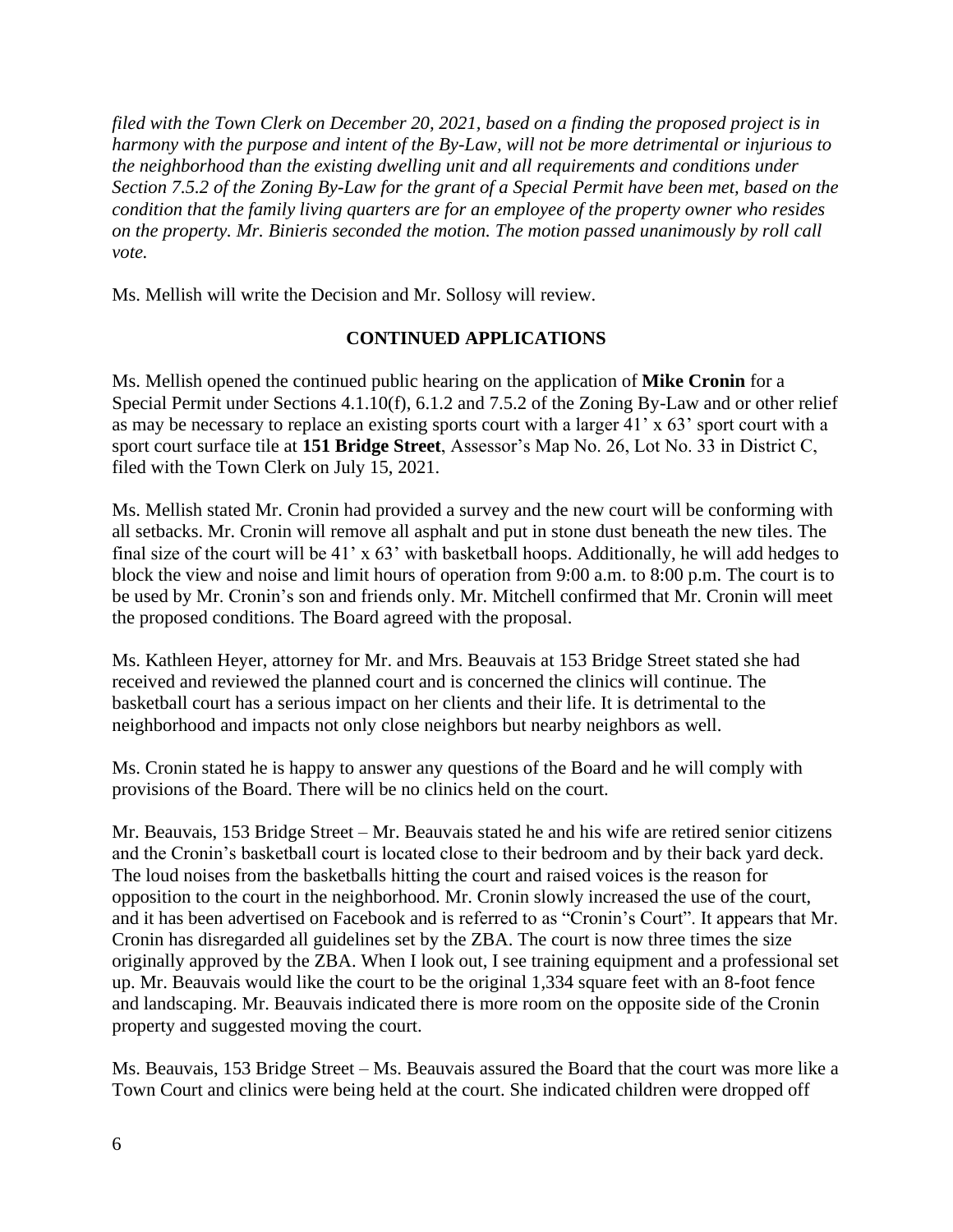*filed with the Town Clerk on December 20, 2021, based on a finding the proposed project is in harmony with the purpose and intent of the By-Law, will not be more detrimental or injurious to the neighborhood than the existing dwelling unit and all requirements and conditions under Section 7.5.2 of the Zoning By-Law for the grant of a Special Permit have been met, based on the condition that the family living quarters are for an employee of the property owner who resides on the property. Mr. Binieris seconded the motion. The motion passed unanimously by roll call vote.*

Ms. Mellish will write the Decision and Mr. Sollosy will review.

## CONTINUED APPLICATIONS

Ms. Mellish opened the continued public hearing on the application of **Mike Cronin** for a Special Permit under Sections 4.1.10(f), 6.1.2 and 7.5.2 of the Zoning By-Law and or other relief as may be necessary to replace an existing sports court with a larger 41' x 63' sport court with a sport court surface tile at **151 Bridge Street**, Assessor's Map No. 26, Lot No. 33 in District C, filed with the Town Clerk on July 15, 2021.

Ms. Mellish stated Mr. Cronin had provided a survey and the new court will be conforming with all setbacks. Mr. Cronin will remove all asphalt and put in stone dust beneath the new tiles. The final size of the court will be 41' x 63' with basketball hoops. Additionally, he will add hedges to block the view and noise and limit hours of operation from 9:00 a.m. to 8:00 p.m. The court is to be used by Mr. Cronin's son and friends only. Mr. Mitchell confirmed that Mr. Cronin will meet the proposed conditions. The Board agreed with the proposal.

Ms. Kathleen Heyer, attorney for Mr. and Mrs. Beauvais at 153 Bridge Street stated she had received and reviewed the planned court and is concerned the clinics will continue. The basketball court has a serious impact on her clients and their life. It is detrimental to the neighborhood and impacts not only close neighbors but nearby neighbors as well.

Ms. Cronin stated he is happy to answer any questions of the Board and he will comply with provisions of the Board. There will be no clinics held on the court.

Mr. Beauvais, 153 Bridge Street – Mr. Beauvais stated he and his wife are retired senior citizens and the Cronin's basketball court is located close to their bedroom and by their back yard deck. The loud noises from the basketballs hitting the court and raised voices is the reason for opposition to the court in the neighborhood. Mr. Cronin slowly increased the use of the court, and it has been advertised on Facebook and is referred to as "Cronin's Court". It appears that Mr. Cronin has disregarded all guidelines set by the ZBA. The court is now three times the size originally approved by the ZBA. When I look out, I see training equipment and a professional set up. Mr. Beauvais would like the court to be the original 1,334 square feet with an 8-foot fence and landscaping. Mr. Beauvais indicated there is more room on the opposite side of the Cronin property and suggested moving the court.

Ms. Beauvais, 153 Bridge Street – Ms. Beauvais assured the Board that the court was more like a Town Court and clinics were being held at the court. She indicated children were dropped off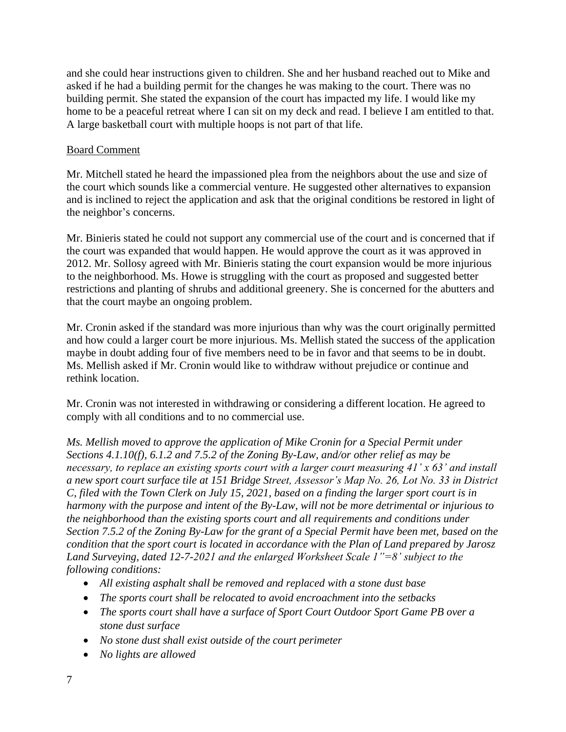and she could hear instructions given to children. She and her husband reached out to Mike and asked if he had a building permit for the changes he was making to the court. There was no building permit. She stated the expansion of the court has impacted my life. I would like my home to be a peaceful retreat where I can sit on my deck and read. I believe I am entitled to that. A large basketball court with multiple hoops is not part of that life.

Board Comment

Mr. Mitchell stated he heard the impassioned plea from the neighbors about the use and size of the court which sounds like a commercial venture. He suggested other alternatives to expansion and is inclined to reject the application and ask that the original conditions be restored in light of the neighbor's concerns.

Mr. Binieris stated he could not support any commercial use of the court and is concerned that if the court was expanded that would happen. He would approve the court as it was approved in 2012. Mr. Sollosy agreed with Mr. Binieris stating the court expansion would be more injurious to the neighborhood. Ms. Howe is struggling with the court as proposed and suggested better restrictions and planting of shrubs and additional greenery. She is concerned for the abutters and that the court maybe an ongoing problem.

Mr. Cronin asked if the standard was more injurious than why was the court originally permitted and how could a larger court be more injurious. Ms. Mellish stated the success of the application maybe in doubt adding four of five members need to be in favor and that seems to be in doubt. Ms. Mellish asked if Mr. Cronin would like to withdraw without prejudice or continue and rethink location.

Mr. Cronin was not interested in withdrawing or considering a different location. He agreed to comply with all conditions and to no commercial use.

*Ms. Mellish moved to approve the application of Mike Cronin for a Special Permit under Sections 4.1.10(f), 6.1.2 and 7.5.2 of the Zoning By-Law, and/or other relief as may be necessary, to replace an existing sports court with a larger court measuring 41' x 63' and install a new sport court surface tile at 151 Bridge Street, Assessor's Map No. 26, Lot No. 33 in District C, filed with the Town Clerk on July 15, 2021, based on a finding the larger sport court is in harmony with the purpose and intent of the By-Law, will not be more detrimental or injurious to the neighborhood than the existing sports court and all requirements and conditions under Section 7.5.2 of the Zoning By-Law for the grant of a Special Permit have been met, based on the condition that the sport court is located in accordance with the Plan of Land prepared by Jarosz Land Surveying, dated 12-7-2021 and the enlarged Worksheet Scale 1"=8' subject to the following conditions:*

- *All existing asphalt shall be removed and replaced with a stone dust base*
- *The sports court shall be relocated to avoid encroachment into the setbacks*
- *The sports court shall have a surface of Sport Court Outdoor Sport Game PB over a stone dust surface*
- *No stone dust shall exist outside of the court perimeter*
- *No lights are allowed*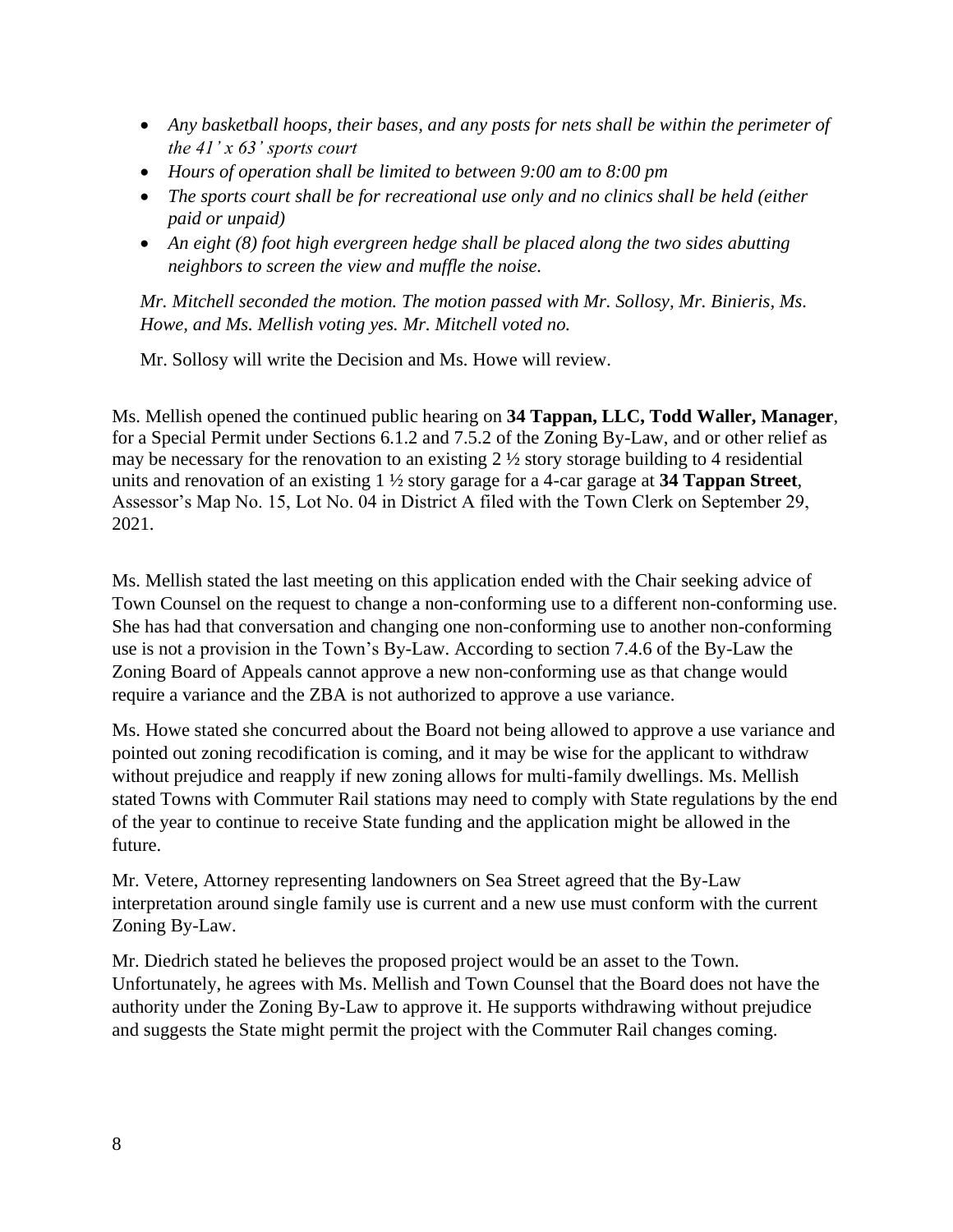- *Any basketball hoops, their bases, and any posts for nets shall be within the perimeter of the 41' x 63' sports court*
- *Hours of operation shall be limited to between 9:00 am to 8:00 pm*
- *The sports court shall be for recreational use only and no clinics shall be held (either paid or unpaid)*
- *An eight (8) foot high evergreen hedge shall be placed along the two sides abutting neighbors to screen the view and muffle the noise.*

*Mr. Mitchell seconded the motion. The motion passed with Mr. Sollosy, Mr. Binieris, Ms. Howe, and Ms. Mellish voting yes. Mr. Mitchell voted no.*

Mr. Sollosy will write the Decision and Ms. Howe will review.

Ms. Mellish opened the continued public hearing on **34 Tappan, LLC, Todd Waller, Manager**, for a Special Permit under Sections 6.1.2 and 7.5.2 of the Zoning By-Law, and or other relief as may be necessary for the renovation to an existing 2 ½ story storage building to 4 residential units and renovation of an existing 1 ½ story garage for a 4-car garage at **34 Tappan Street**, Assessor's Map No. 15, Lot No. 04 in District A filed with the Town Clerk on September 29, 2021.

Ms. Mellish stated the last meeting on this application ended with the Chair seeking advice of Town Counsel on the request to change a non-conforming use to a different non-conforming use. She has had that conversation and changing one non-conforming use to another non-conforming use is not a provision in the Town's By-Law. According to section 7.4.6 of the By-Law the Zoning Board of Appeals cannot approve a new non-conforming use as that change would require a variance and the ZBA is not authorized to approve a use variance.

Ms. Howe stated she concurred about the Board not being allowed to approve a use variance and pointed out zoning recodification is coming, and it may be wise for the applicant to withdraw without prejudice and reapply if new zoning allows for multi-family dwellings. Ms. Mellish stated Towns with Commuter Rail stations may need to comply with State regulations by the end of the year to continue to receive State funding and the application might be allowed in the future.

Mr. Vetere, Attorney representing landowners on Sea Street agreed that the By-Law interpretation around single family use is current and a new use must conform with the current Zoning By-Law.

Mr. Diedrich stated he believes the proposed project would be an asset to the Town. Unfortunately, he agrees with Ms. Mellish and Town Counsel that the Board does not have the authority under the Zoning By-Law to approve it. He supports withdrawing without prejudice and suggests the State might permit the project with the Commuter Rail changes coming.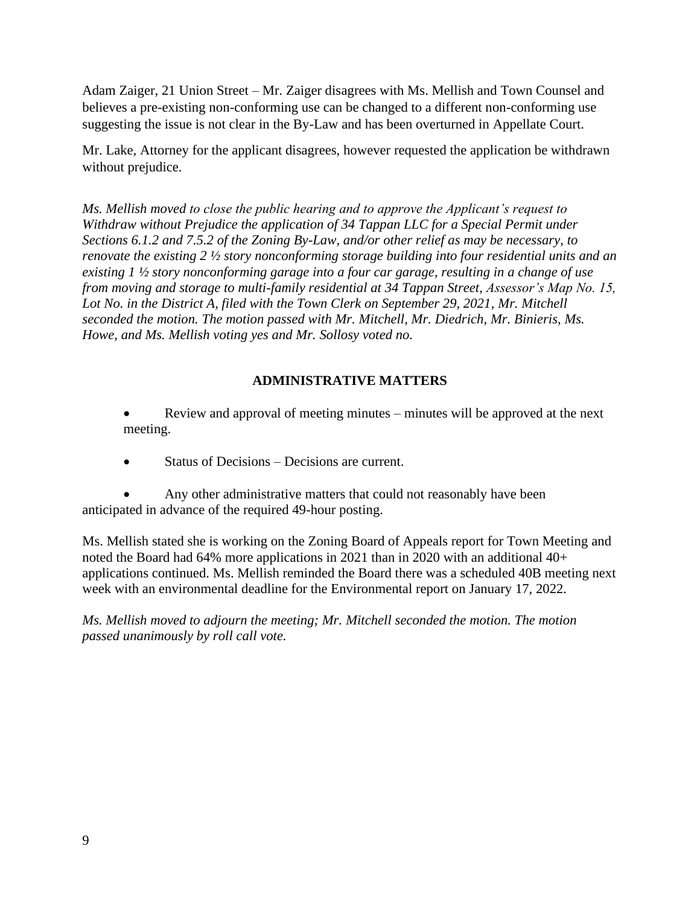Adam Zaiger, 21 Union Street – Mr. Zaiger disagrees with Ms. Mellish and Town Counsel and believes a pre-existing non-conforming use can be changed to a different non-conforming use suggesting the issue is not clear in the By-Law and has been overturned in Appellate Court.

Mr. Lake, Attorney for the applicant disagrees, however requested the application be withdrawn without prejudice.

*Ms. Mellish moved to close the public hearing and to approve the Applicant's request to Withdraw without Prejudice the application of 34 Tappan LLC for a Special Permit under Sections 6.1.2 and 7.5.2 of the Zoning By-Law, and/or other relief as may be necessary, to renovate the existing 2 ½ story nonconforming storage building into four residential units and an existing 1 ½ story nonconforming garage into a four car garage, resulting in a change of use from moving and storage to multi-family residential at 34 Tappan Street, Assessor's Map No. 15, Lot No. in the District A, filed with the Town Clerk on September 29, 2021, Mr. Mitchell seconded the motion. The motion passed with Mr. Mitchell, Mr. Diedrich, Mr. Binieris, Ms. Howe, and Ms. Mellish voting yes and Mr. Sollosy voted no.*

## ADMINISTRATIVE MATTERS

- Review and approval of meeting minutes – minutes will be approved at the next meeting.
- Status of Decisions – Decisions are current.
- Any other administrative matters that could not reasonably have been anticipated in advance of the required 49-hour posting.

Ms. Mellish stated she is working on the Zoning Board of Appeals report for Town Meeting and noted the Board had 64% more applications in 2021 than in 2020 with an additional 40+ applications continued. Ms. Mellish reminded the Board there was a scheduled 40B meeting next week with an environmental deadline for the Environmental report on January 17, 2022.

*Ms. Mellish moved to adjourn the meeting; Mr. Mitchell seconded the motion. The motion passed unanimously by roll call vote.*